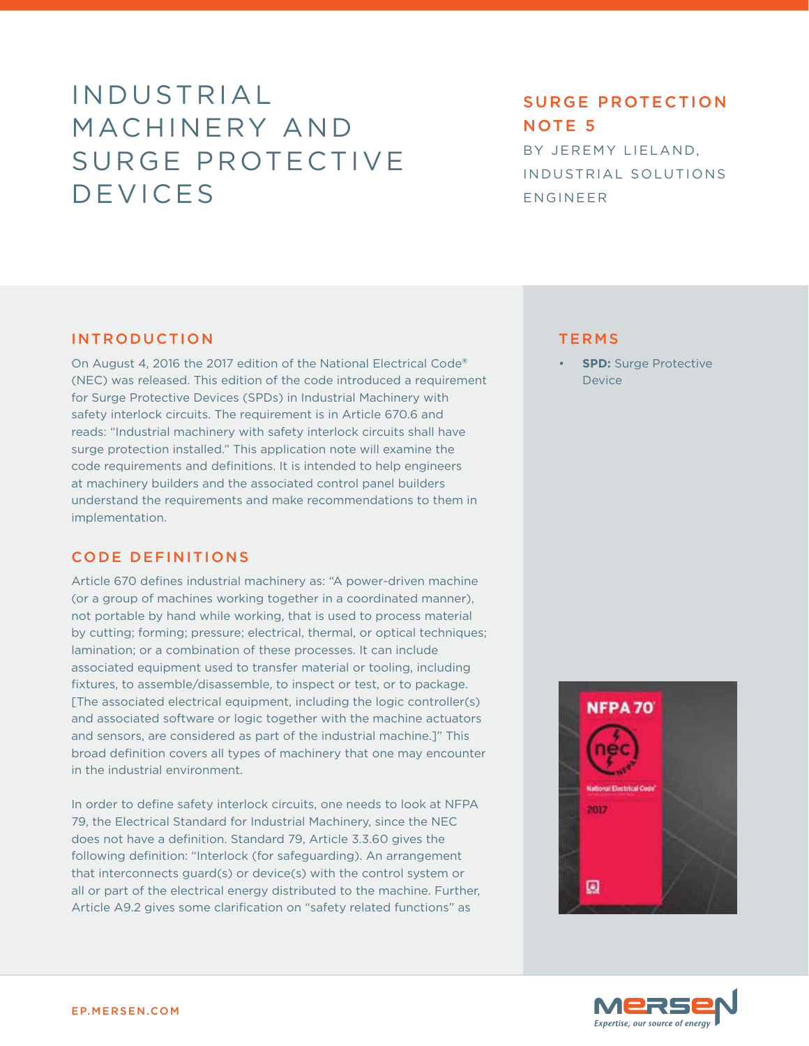# INDUSTRIAL MACHINERY AND SURGE PROTECTIVE DEVICES

## SURGE PROTECTION NOTE 5

BY JEREMY LIELAND, INDUSTRIAL SOLUTIONS ENGINEER

## INTRODUCTION

On August 4, 2016 the 2017 edition of the National Electrical Code® (NEC) was released. This edition of the code introduced a requirement for Surge Protective Devices (SPDs) in Industrial Machinery with safety interlock circuits. The requirement is in Article 670.6 and reads: "Industrial machinery with safety interlock circuits shall have surge protection installed." This application note will examine the code requirements and definitions. It is intended to help engineers at machinery builders and the associated control panel builders understand the requirements and make recommendations to them in implementation.

## CODE DEFINITIONS

Article 670 defines industrial machinery as: "A power-driven machine (or a group of machines working together in a coordinated manner), not portable by hand while working, that is used to process material by cutting; forming; pressure; electrical, thermal, or optical techniques; lamination; or a combination of these processes. It can include associated equipment used to transfer material or tooling, including fixtures, to assemble/disassemble, to inspect or test, or to package. [The associated electrical equipment, including the logic controller(s) and associated software or logic together with the machine actuators and sensors, are considered as part of the industrial machine.]" This broad definition covers all types of machinery that one may encounter in the industrial environment.

In order to define safety interlock circuits, one needs to look at NFPA 79, the Electrical Standard for Industrial Machinery, since the NEC does not have a definition. Standard 79, Article 3.3.60 gives the following definition: "Interlock (for safeguarding). An arrangement that interconnects guard(s) or device(s) with the control system or all or part of the electrical energy distributed to the machine. Further, Article A9.2 gives some clarification on "safety related functions" as

## TERMS

- **SPD:** Surge Protective Device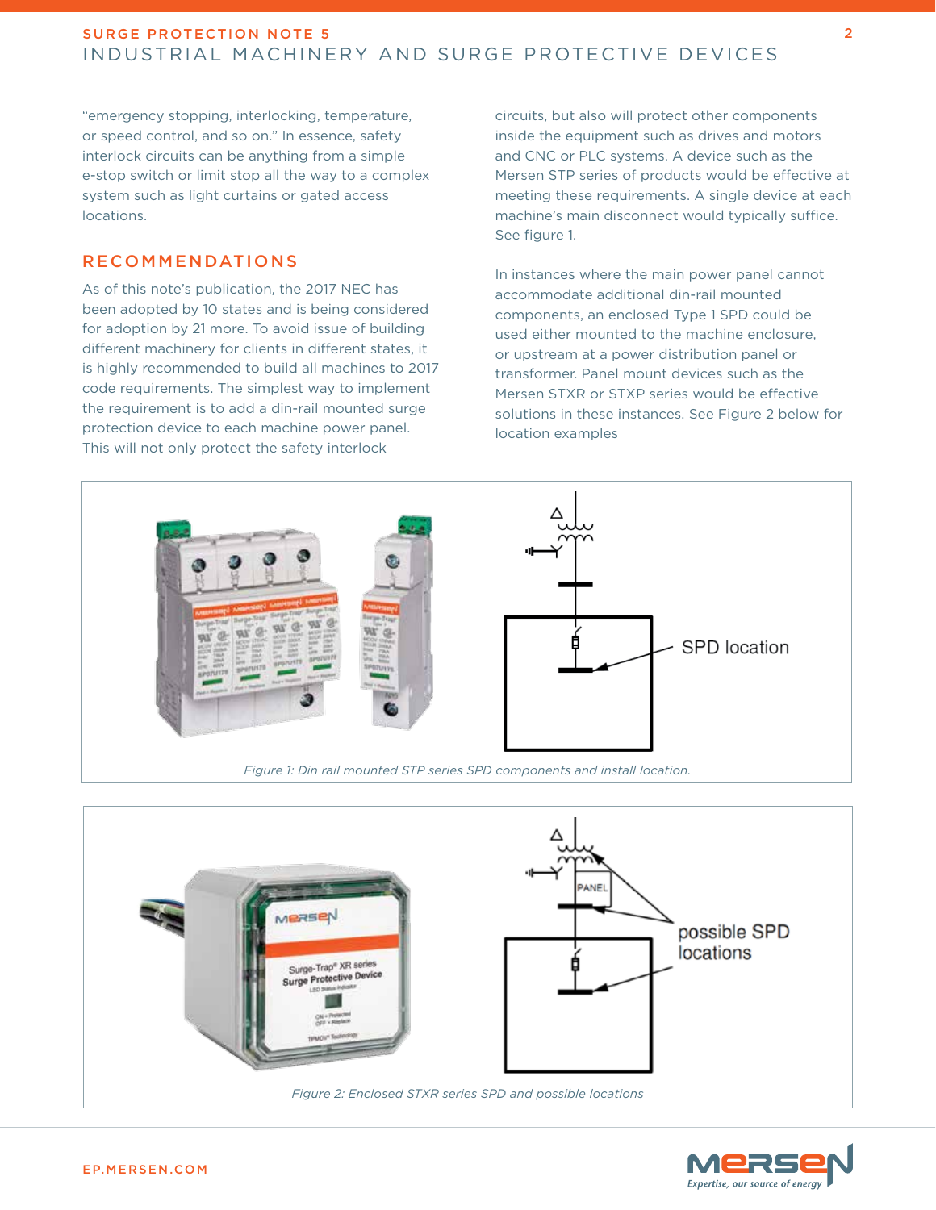"emergency stopping, interlocking, temperature, or speed control, and so on." In essence, safety interlock circuits can be anything from a simple e-stop switch or limit stop all the way to a complex system such as light curtains or gated access locations.

## RECOMMENDATIONS

As of this note's publication, the 2017 NEC has been adopted by 10 states and is being considered for adoption by 21 more. To avoid issue of building different machinery for clients in different states, it is highly recommended to build all machines to 2017 code requirements. The simplest way to implement the requirement is to add a din-rail mounted surge protection device to each machine power panel. This will not only protect the safety interlock circuits, but also will protect other components inside the equipment such as drives and motors and CNC or PLC systems. A device such as the Mersen STP series of products would be effective at meeting these requirements. A single device at each machine's main disconnect would typically suffice. See figure 1.

In instances where the main power panel cannot accommodate additional din-rail mounted components, an enclosed Type 1 SPD could be used either mounted to the machine enclosure, or upstream at a power distribution panel or transformer. Panel mount devices such as the Mersen STXR or STXP series would be effective solutions in these instances. See Figure 2 below for location examples

*Figure 1: Din rail mounted STP series SPD components and install location.*

*Figure 2: Enclosed STXR series SPD and possible locations*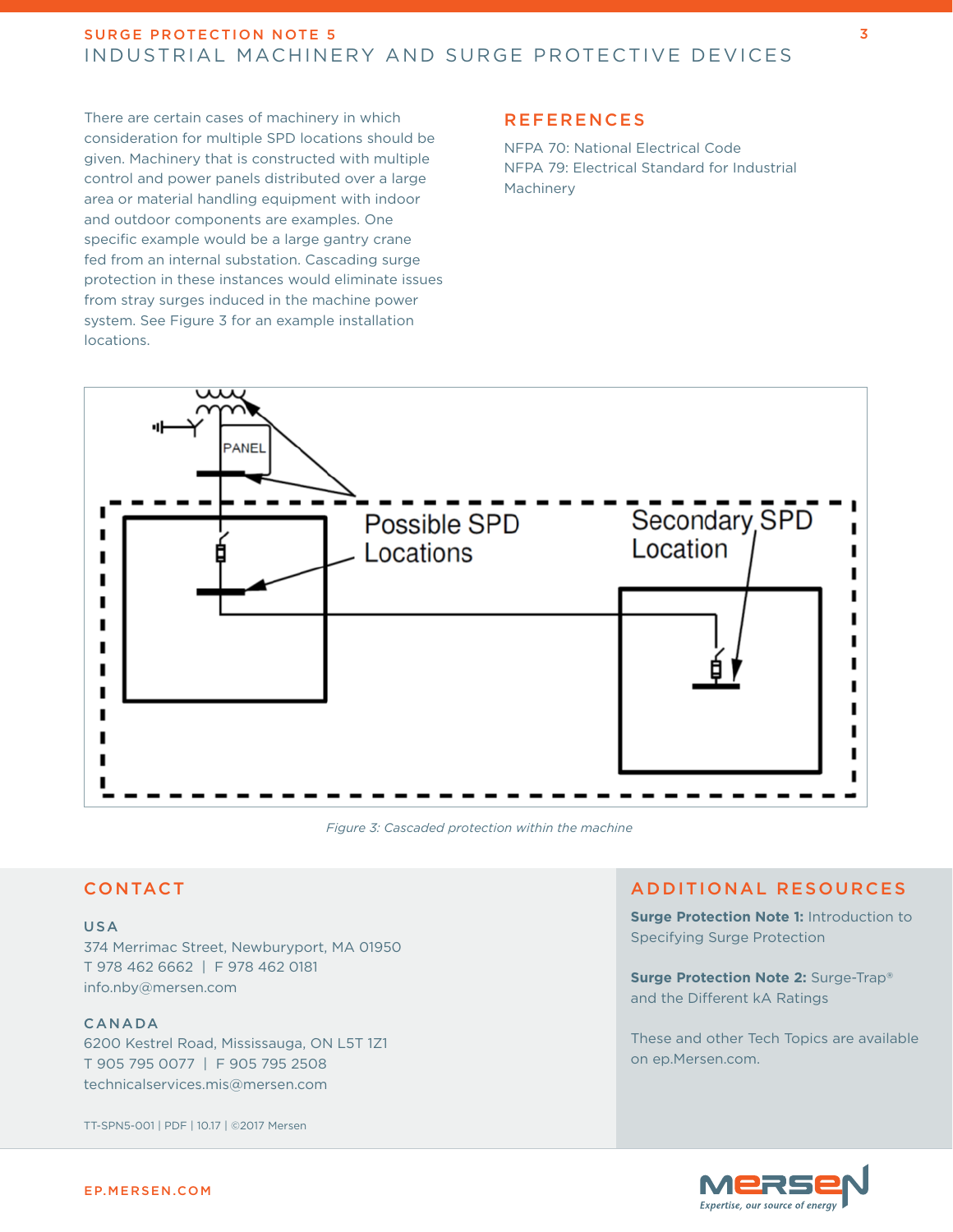There are certain cases of machinery in which consideration for multiple SPD locations should be given. Machinery that is constructed with multiple control and power panels distributed over a large area or material handling equipment with indoor and outdoor components are examples. One specific example would be a large gantry crane fed from an internal substation. Cascading surge protection in these instances would eliminate issues from stray surges induced in the machine power system. See Figure 3 for an example installation locations.

## REFERENCES

NFPA 70: National Electrical Code
NFPA 79: Electrical Standard for Industrial Machinery

PANEL

Possible SPD Locations

Secondary SPD Location

*Figure 3: Cascaded protection within the machine*

## CONTACT

**USA**
374 Merrimac Street, Newburyport, MA 01950
T 978 462 6662 | F 978 462 0181
info.nby@mersen.com

**CANADA**
6200 Kestrel Road, Mississauga, ON L5T 1Z1
T 905 795 0077 | F 905 795 2508
technicalservices.mis@mersen.com

TT-SPN5-001 | PDF | 10.17 | ©2017 Mersen

## ADDITIONAL RESOURCES

**Surge Protection Note 1:** Introduction to Specifying Surge Protection

**Surge Protection Note 2:** Surge-Trap® and the Different kA Ratings

These and other Tech Topics are available on ep.Mersen.com.

EP.MERSEN.COM

MERSEN
Expertise, our source of energy